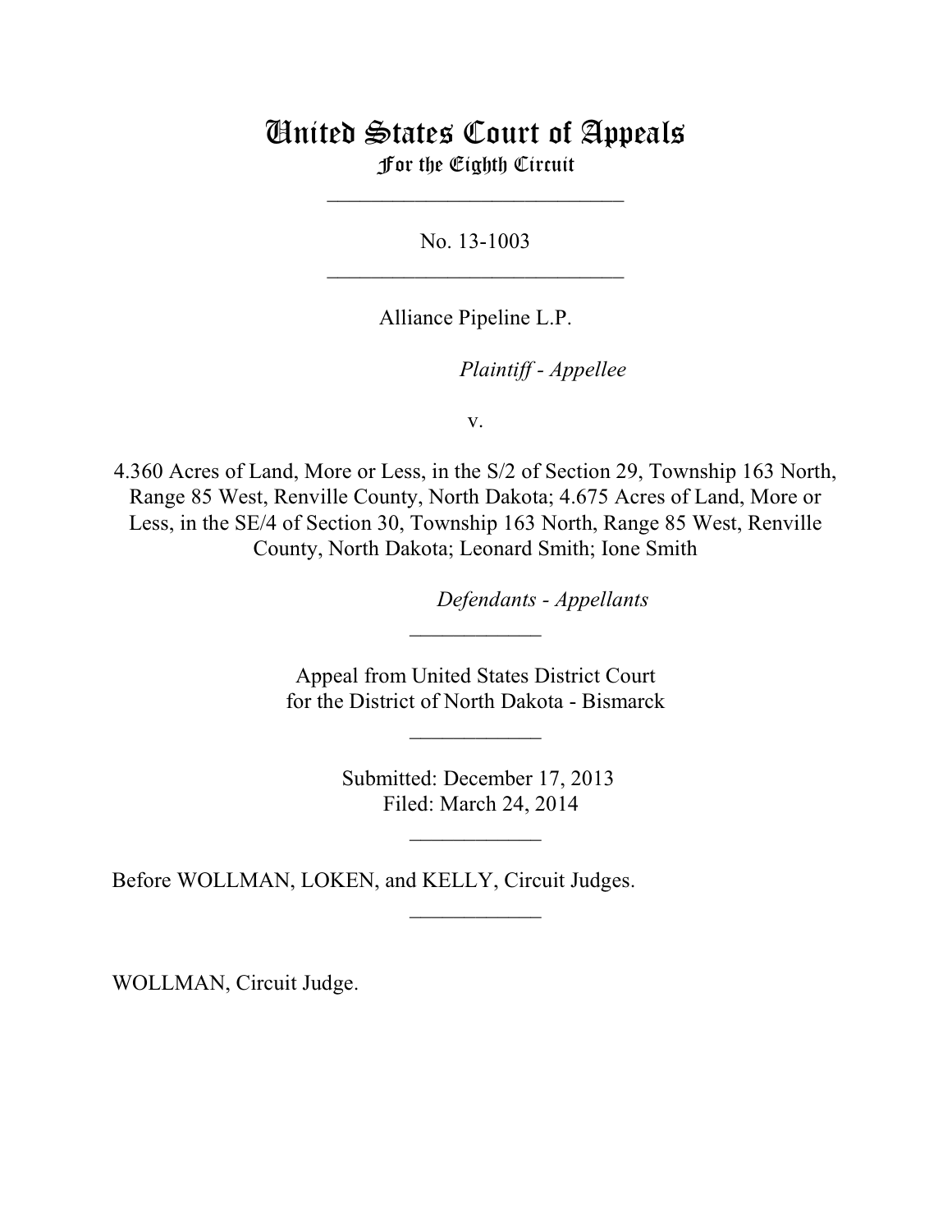# United States Court of Appeals
## For the Eighth Circuit

---

No. 13-1003

---

Alliance Pipeline L.P.

*Plaintiff - Appellee*

v.

4.360 Acres of Land, More or Less, in the S/2 of Section 29, Township 163 North, Range 85 West, Renville County, North Dakota; 4.675 Acres of Land, More or Less, in the SE/4 of Section 30, Township 163 North, Range 85 West, Renville County, North Dakota; Leonard Smith; Ione Smith

*Defendants - Appellants*

---

Appeal from United States District Court
for the District of North Dakota - Bismarck

---

Submitted: December 17, 2013
Filed: March 24, 2014

---

Before WOLLMAN, LOKEN, and KELLY, Circuit Judges.

---

WOLLMAN, Circuit Judge.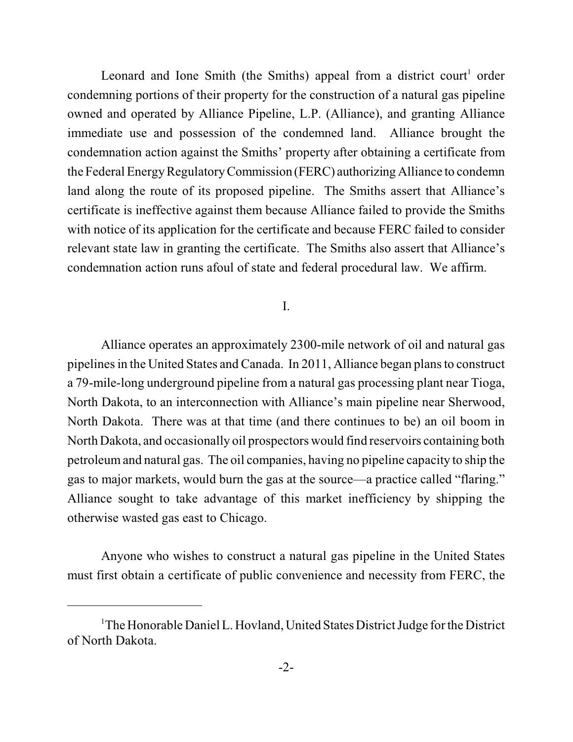Leonard and Ione Smith (the Smiths) appeal from a district court[1] order condemning portions of their property for the construction of a natural gas pipeline owned and operated by Alliance Pipeline, L.P. (Alliance), and granting Alliance immediate use and possession of the condemned land. Alliance brought the condemnation action against the Smiths' property after obtaining a certificate from the Federal Energy Regulatory Commission (FERC) authorizing Alliance to condemn land along the route of its proposed pipeline. The Smiths assert that Alliance's certificate is ineffective against them because Alliance failed to provide the Smiths with notice of its application for the certificate and because FERC failed to consider relevant state law in granting the certificate. The Smiths also assert that Alliance's condemnation action runs afoul of state and federal procedural law. We affirm.

## I.

Alliance operates an approximately 2300-mile network of oil and natural gas pipelines in the United States and Canada. In 2011, Alliance began plans to construct a 79-mile-long underground pipeline from a natural gas processing plant near Tioga, North Dakota, to an interconnection with Alliance's main pipeline near Sherwood, North Dakota. There was at that time (and there continues to be) an oil boom in North Dakota, and occasionally oil prospectors would find reservoirs containing both petroleum and natural gas. The oil companies, having no pipeline capacity to ship the gas to major markets, would burn the gas at the source—a practice called "flaring." Alliance sought to take advantage of this market inefficiency by shipping the otherwise wasted gas east to Chicago.

Anyone who wishes to construct a natural gas pipeline in the United States must first obtain a certificate of public convenience and necessity from FERC, the

[1] The Honorable Daniel L. Hovland, United States District Judge for the District of North Dakota.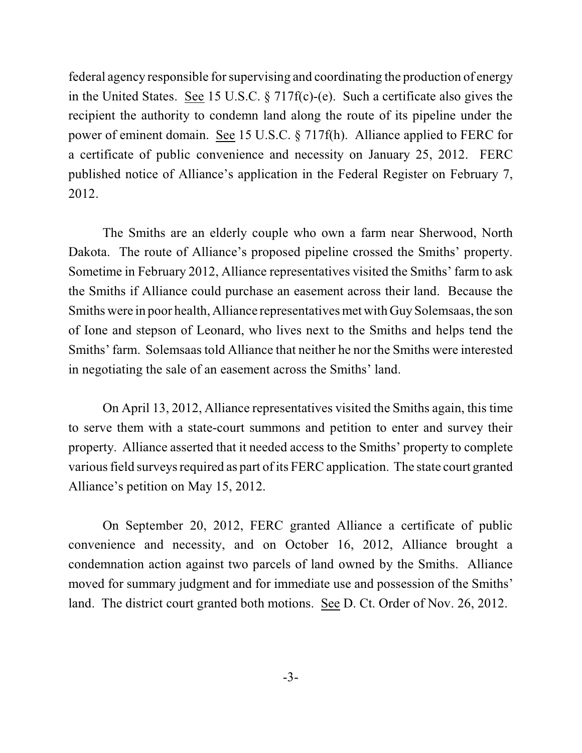federal agency responsible for supervising and coordinating the production of energy in the United States. See 15 U.S.C. § 717f(c)-(e). Such a certificate also gives the recipient the authority to condemn land along the route of its pipeline under the power of eminent domain. See 15 U.S.C. § 717f(h). Alliance applied to FERC for a certificate of public convenience and necessity on January 25, 2012. FERC published notice of Alliance's application in the Federal Register on February 7, 2012.

The Smiths are an elderly couple who own a farm near Sherwood, North Dakota. The route of Alliance's proposed pipeline crossed the Smiths' property. Sometime in February 2012, Alliance representatives visited the Smiths' farm to ask the Smiths if Alliance could purchase an easement across their land. Because the Smiths were in poor health, Alliance representatives met with Guy Solemsaas, the son of Ione and stepson of Leonard, who lives next to the Smiths and helps tend the Smiths' farm. Solemsaas told Alliance that neither he nor the Smiths were interested in negotiating the sale of an easement across the Smiths' land.

On April 13, 2012, Alliance representatives visited the Smiths again, this time to serve them with a state-court summons and petition to enter and survey their property. Alliance asserted that it needed access to the Smiths' property to complete various field surveys required as part of its FERC application. The state court granted Alliance's petition on May 15, 2012.

On September 20, 2012, FERC granted Alliance a certificate of public convenience and necessity, and on October 16, 2012, Alliance brought a condemnation action against two parcels of land owned by the Smiths. Alliance moved for summary judgment and for immediate use and possession of the Smiths' land. The district court granted both motions. See D. Ct. Order of Nov. 26, 2012.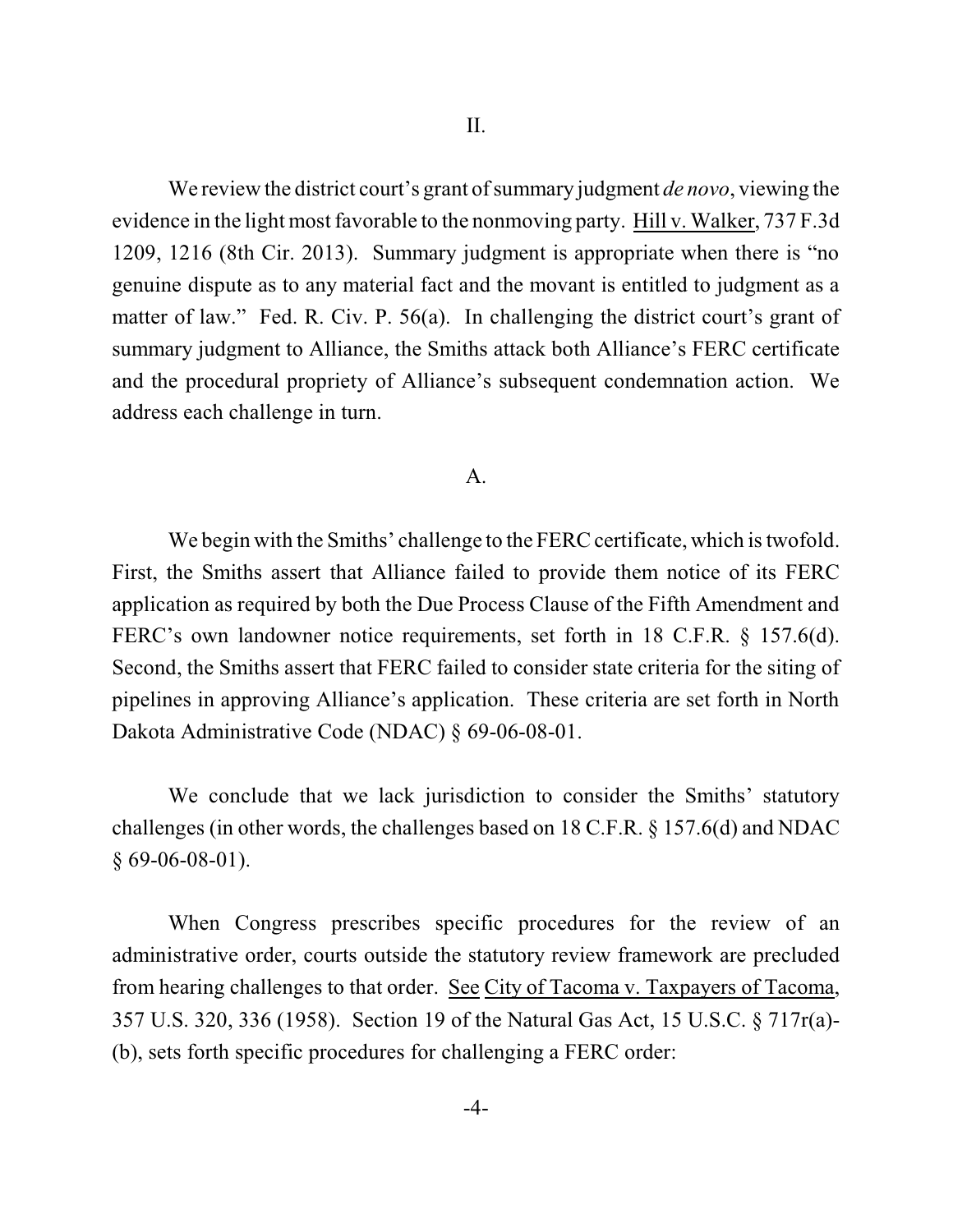## II.

We review the district court's grant of summary judgment *de novo*, viewing the evidence in the light most favorable to the nonmoving party. Hill v. Walker, 737 F.3d 1209, 1216 (8th Cir. 2013). Summary judgment is appropriate when there is "no genuine dispute as to any material fact and the movant is entitled to judgment as a matter of law." Fed. R. Civ. P. 56(a). In challenging the district court's grant of summary judgment to Alliance, the Smiths attack both Alliance's FERC certificate and the procedural propriety of Alliance's subsequent condemnation action. We address each challenge in turn.

### A.

We begin with the Smiths' challenge to the FERC certificate, which is twofold. First, the Smiths assert that Alliance failed to provide them notice of its FERC application as required by both the Due Process Clause of the Fifth Amendment and FERC's own landowner notice requirements, set forth in 18 C.F.R. § 157.6(d). Second, the Smiths assert that FERC failed to consider state criteria for the siting of pipelines in approving Alliance's application. These criteria are set forth in North Dakota Administrative Code (NDAC) § 69-06-08-01.

We conclude that we lack jurisdiction to consider the Smiths' statutory challenges (in other words, the challenges based on 18 C.F.R. § 157.6(d) and NDAC § 69-06-08-01).

When Congress prescribes specific procedures for the review of an administrative order, courts outside the statutory review framework are precluded from hearing challenges to that order. See City of Tacoma v. Taxpayers of Tacoma, 357 U.S. 320, 336 (1958). Section 19 of the Natural Gas Act, 15 U.S.C. § 717r(a)-(b), sets forth specific procedures for challenging a FERC order: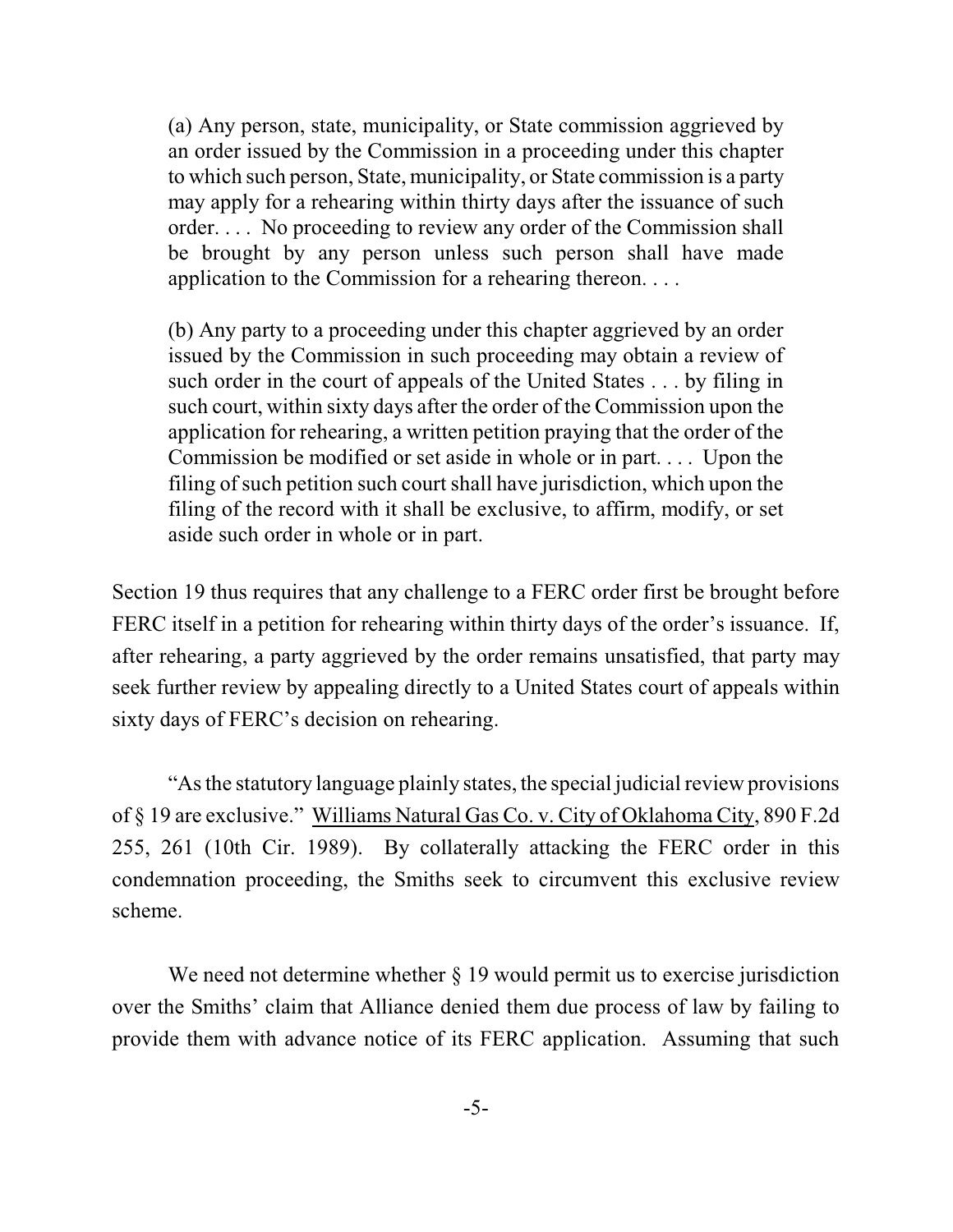> (a) Any person, state, municipality, or State commission aggrieved by an order issued by the Commission in a proceeding under this chapter to which such person, State, municipality, or State commission is a party may apply for a rehearing within thirty days after the issuance of such order. . . . No proceeding to review any order of the Commission shall be brought by any person unless such person shall have made application to the Commission for a rehearing thereon. . . .
>
> (b) Any party to a proceeding under this chapter aggrieved by an order issued by the Commission in such proceeding may obtain a review of such order in the court of appeals of the United States . . . by filing in such court, within sixty days after the order of the Commission upon the application for rehearing, a written petition praying that the order of the Commission be modified or set aside in whole or in part. . . . Upon the filing of such petition such court shall have jurisdiction, which upon the filing of the record with it shall be exclusive, to affirm, modify, or set aside such order in whole or in part.

Section 19 thus requires that any challenge to a FERC order first be brought before FERC itself in a petition for rehearing within thirty days of the order's issuance. If, after rehearing, a party aggrieved by the order remains unsatisfied, that party may seek further review by appealing directly to a United States court of appeals within sixty days of FERC's decision on rehearing.

"As the statutory language plainly states, the special judicial review provisions of § 19 are exclusive." Williams Natural Gas Co. v. City of Oklahoma City, 890 F.2d 255, 261 (10th Cir. 1989). By collaterally attacking the FERC order in this condemnation proceeding, the Smiths seek to circumvent this exclusive review scheme.

We need not determine whether § 19 would permit us to exercise jurisdiction over the Smiths' claim that Alliance denied them due process of law by failing to provide them with advance notice of its FERC application. Assuming that such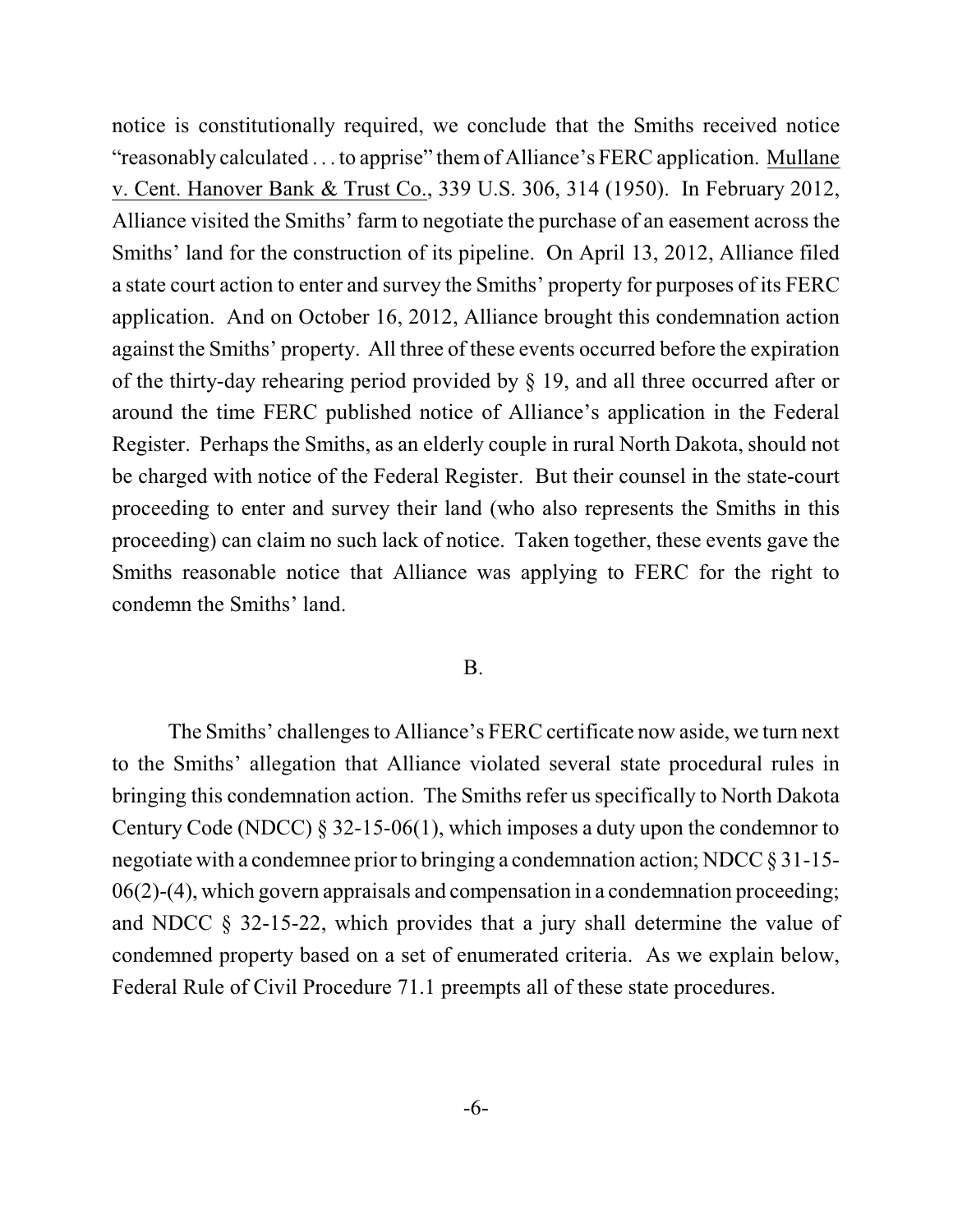notice is constitutionally required, we conclude that the Smiths received notice "reasonably calculated . . . to apprise" them of Alliance's FERC application. Mullane v. Cent. Hanover Bank & Trust Co., 339 U.S. 306, 314 (1950). In February 2012, Alliance visited the Smiths' farm to negotiate the purchase of an easement across the Smiths' land for the construction of its pipeline. On April 13, 2012, Alliance filed a state court action to enter and survey the Smiths' property for purposes of its FERC application. And on October 16, 2012, Alliance brought this condemnation action against the Smiths' property. All three of these events occurred before the expiration of the thirty-day rehearing period provided by § 19, and all three occurred after or around the time FERC published notice of Alliance's application in the Federal Register. Perhaps the Smiths, as an elderly couple in rural North Dakota, should not be charged with notice of the Federal Register. But their counsel in the state-court proceeding to enter and survey their land (who also represents the Smiths in this proceeding) can claim no such lack of notice. Taken together, these events gave the Smiths reasonable notice that Alliance was applying to FERC for the right to condemn the Smiths' land.

## B.

The Smiths' challenges to Alliance's FERC certificate now aside, we turn next to the Smiths' allegation that Alliance violated several state procedural rules in bringing this condemnation action. The Smiths refer us specifically to North Dakota Century Code (NDCC) § 32-15-06(1), which imposes a duty upon the condemnor to negotiate with a condemnee prior to bringing a condemnation action; NDCC § 31-15-06(2)-(4), which govern appraisals and compensation in a condemnation proceeding; and NDCC § 32-15-22, which provides that a jury shall determine the value of condemned property based on a set of enumerated criteria. As we explain below, Federal Rule of Civil Procedure 71.1 preempts all of these state procedures.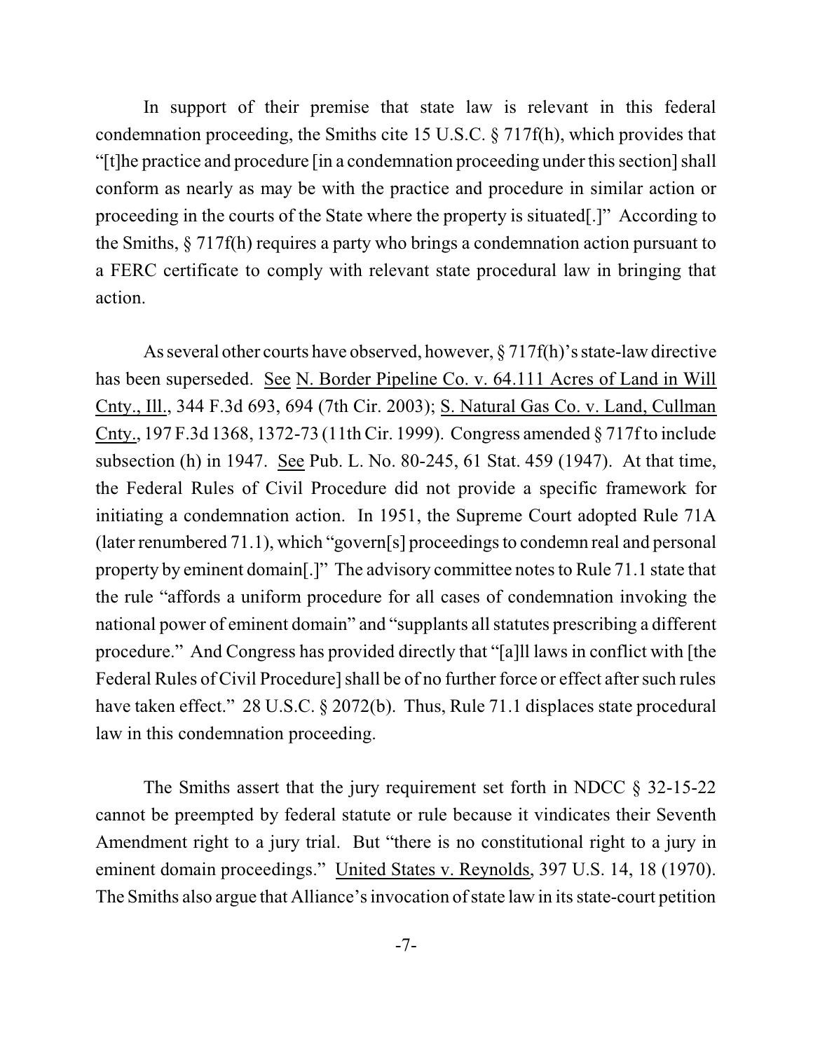In support of their premise that state law is relevant in this federal condemnation proceeding, the Smiths cite 15 U.S.C. § 717f(h), which provides that "[t]he practice and procedure [in a condemnation proceeding under this section] shall conform as nearly as may be with the practice and procedure in similar action or proceeding in the courts of the State where the property is situated[.]" According to the Smiths, § 717f(h) requires a party who brings a condemnation action pursuant to a FERC certificate to comply with relevant state procedural law in bringing that action.

As several other courts have observed, however, § 717f(h)'s state-law directive has been superseded. See N. Border Pipeline Co. v. 64.111 Acres of Land in Will Cnty., Ill., 344 F.3d 693, 694 (7th Cir. 2003); S. Natural Gas Co. v. Land, Cullman Cnty., 197 F.3d 1368, 1372-73 (11th Cir. 1999). Congress amended § 717f to include subsection (h) in 1947. See Pub. L. No. 80-245, 61 Stat. 459 (1947). At that time, the Federal Rules of Civil Procedure did not provide a specific framework for initiating a condemnation action. In 1951, the Supreme Court adopted Rule 71A (later renumbered 71.1), which "govern[s] proceedings to condemn real and personal property by eminent domain[.]" The advisory committee notes to Rule 71.1 state that the rule "affords a uniform procedure for all cases of condemnation invoking the national power of eminent domain" and "supplants all statutes prescribing a different procedure." And Congress has provided directly that "[a]ll laws in conflict with [the Federal Rules of Civil Procedure] shall be of no further force or effect after such rules have taken effect." 28 U.S.C. § 2072(b). Thus, Rule 71.1 displaces state procedural law in this condemnation proceeding.

The Smiths assert that the jury requirement set forth in NDCC § 32-15-22 cannot be preempted by federal statute or rule because it vindicates their Seventh Amendment right to a jury trial. But "there is no constitutional right to a jury in eminent domain proceedings." United States v. Reynolds, 397 U.S. 14, 18 (1970). The Smiths also argue that Alliance's invocation of state law in its state-court petition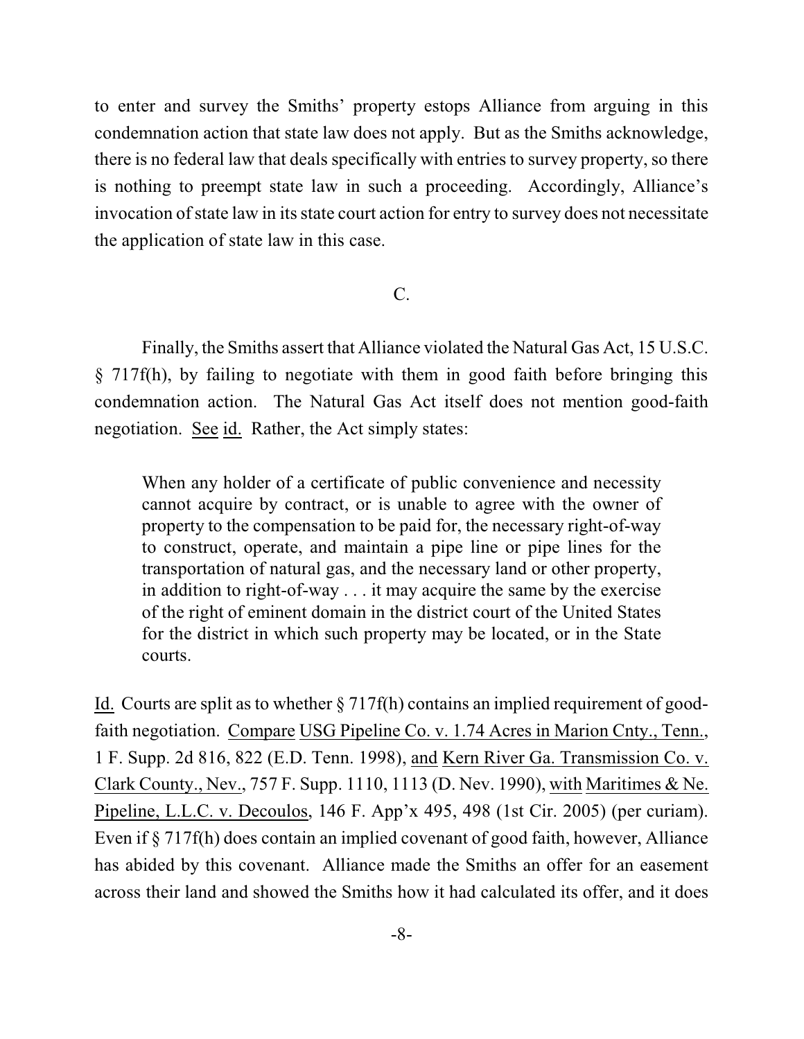to enter and survey the Smiths' property estops Alliance from arguing in this condemnation action that state law does not apply. But as the Smiths acknowledge, there is no federal law that deals specifically with entries to survey property, so there is nothing to preempt state law in such a proceeding. Accordingly, Alliance's invocation of state law in its state court action for entry to survey does not necessitate the application of state law in this case.

C.

Finally, the Smiths assert that Alliance violated the Natural Gas Act, 15 U.S.C. § 717f(h), by failing to negotiate with them in good faith before bringing this condemnation action. The Natural Gas Act itself does not mention good-faith negotiation. See id. Rather, the Act simply states:

> When any holder of a certificate of public convenience and necessity cannot acquire by contract, or is unable to agree with the owner of property to the compensation to be paid for, the necessary right-of-way to construct, operate, and maintain a pipe line or pipe lines for the transportation of natural gas, and the necessary land or other property, in addition to right-of-way . . . it may acquire the same by the exercise of the right of eminent domain in the district court of the United States for the district in which such property may be located, or in the State courts.

Id. Courts are split as to whether § 717f(h) contains an implied requirement of good-faith negotiation. Compare USG Pipeline Co. v. 1.74 Acres in Marion Cnty., Tenn., 1 F. Supp. 2d 816, 822 (E.D. Tenn. 1998), and Kern River Ga. Transmission Co. v. Clark County., Nev., 757 F. Supp. 1110, 1113 (D. Nev. 1990), with Maritimes & Ne. Pipeline, L.L.C. v. Decoulos, 146 F. App'x 495, 498 (1st Cir. 2005) (per curiam). Even if § 717f(h) does contain an implied covenant of good faith, however, Alliance has abided by this covenant. Alliance made the Smiths an offer for an easement across their land and showed the Smiths how it had calculated its offer, and it does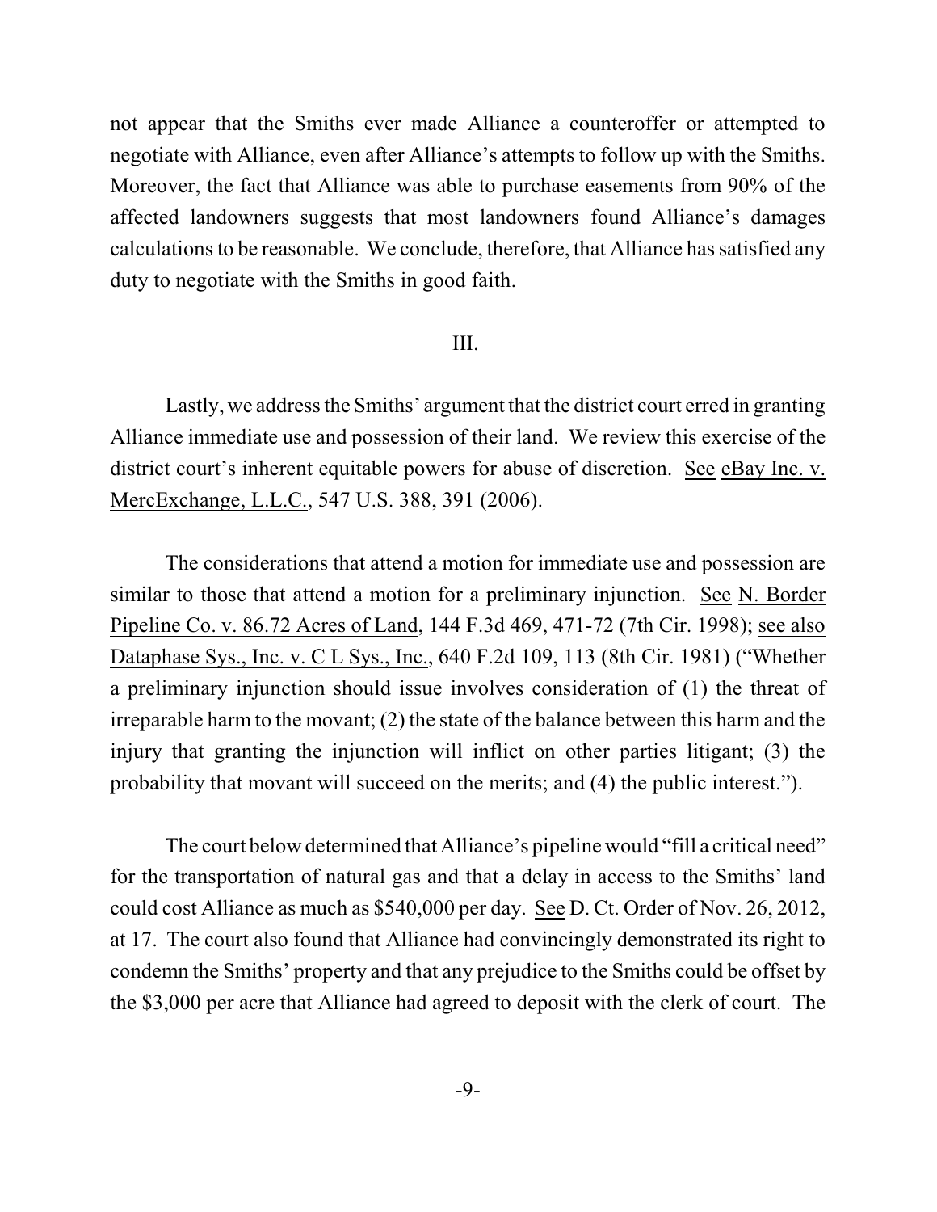not appear that the Smiths ever made Alliance a counteroffer or attempted to negotiate with Alliance, even after Alliance's attempts to follow up with the Smiths. Moreover, the fact that Alliance was able to purchase easements from 90% of the affected landowners suggests that most landowners found Alliance's damages calculations to be reasonable. We conclude, therefore, that Alliance has satisfied any duty to negotiate with the Smiths in good faith.

III.

Lastly, we address the Smiths' argument that the district court erred in granting Alliance immediate use and possession of their land. We review this exercise of the district court's inherent equitable powers for abuse of discretion. See eBay Inc. v. MercExchange, L.L.C., 547 U.S. 388, 391 (2006).

The considerations that attend a motion for immediate use and possession are similar to those that attend a motion for a preliminary injunction. See N. Border Pipeline Co. v. 86.72 Acres of Land, 144 F.3d 469, 471-72 (7th Cir. 1998); see also Dataphase Sys., Inc. v. C L Sys., Inc., 640 F.2d 109, 113 (8th Cir. 1981) ("Whether a preliminary injunction should issue involves consideration of (1) the threat of irreparable harm to the movant; (2) the state of the balance between this harm and the injury that granting the injunction will inflict on other parties litigant; (3) the probability that movant will succeed on the merits; and (4) the public interest.").

The court below determined that Alliance's pipeline would "fill a critical need" for the transportation of natural gas and that a delay in access to the Smiths' land could cost Alliance as much as $540,000 per day. See D. Ct. Order of Nov. 26, 2012, at 17. The court also found that Alliance had convincingly demonstrated its right to condemn the Smiths' property and that any prejudice to the Smiths could be offset by the $3,000 per acre that Alliance had agreed to deposit with the clerk of court. The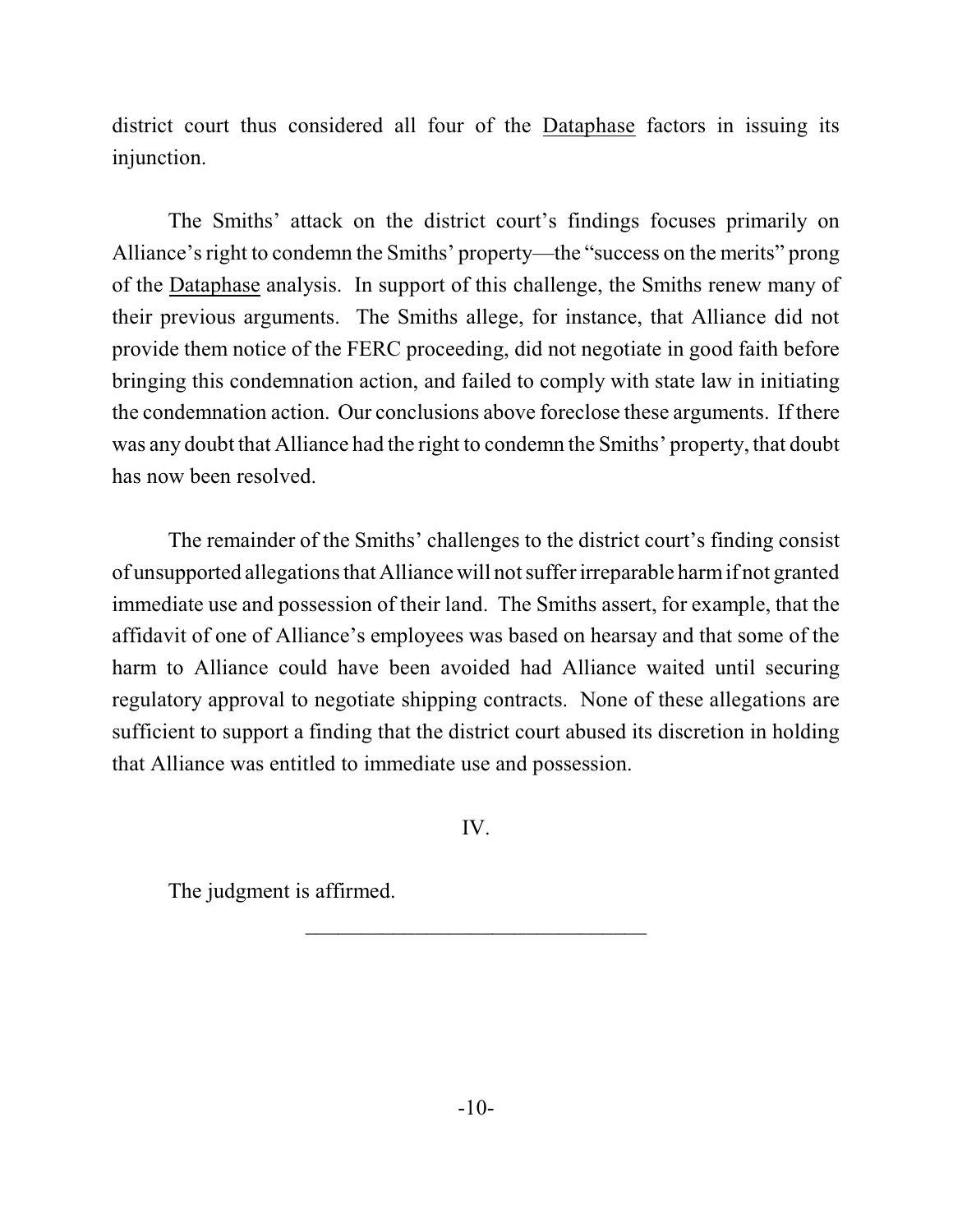district court thus considered all four of the Dataphase factors in issuing its injunction.

The Smiths' attack on the district court's findings focuses primarily on Alliance's right to condemn the Smiths' property—the "success on the merits" prong of the Dataphase analysis. In support of this challenge, the Smiths renew many of their previous arguments. The Smiths allege, for instance, that Alliance did not provide them notice of the FERC proceeding, did not negotiate in good faith before bringing this condemnation action, and failed to comply with state law in initiating the condemnation action. Our conclusions above foreclose these arguments. If there was any doubt that Alliance had the right to condemn the Smiths' property, that doubt has now been resolved.

The remainder of the Smiths' challenges to the district court's finding consist of unsupported allegations that Alliance will not suffer irreparable harm if not granted immediate use and possession of their land. The Smiths assert, for example, that the affidavit of one of Alliance's employees was based on hearsay and that some of the harm to Alliance could have been avoided had Alliance waited until securing regulatory approval to negotiate shipping contracts. None of these allegations are sufficient to support a finding that the district court abused its discretion in holding that Alliance was entitled to immediate use and possession.

## IV.

The judgment is affirmed.

---